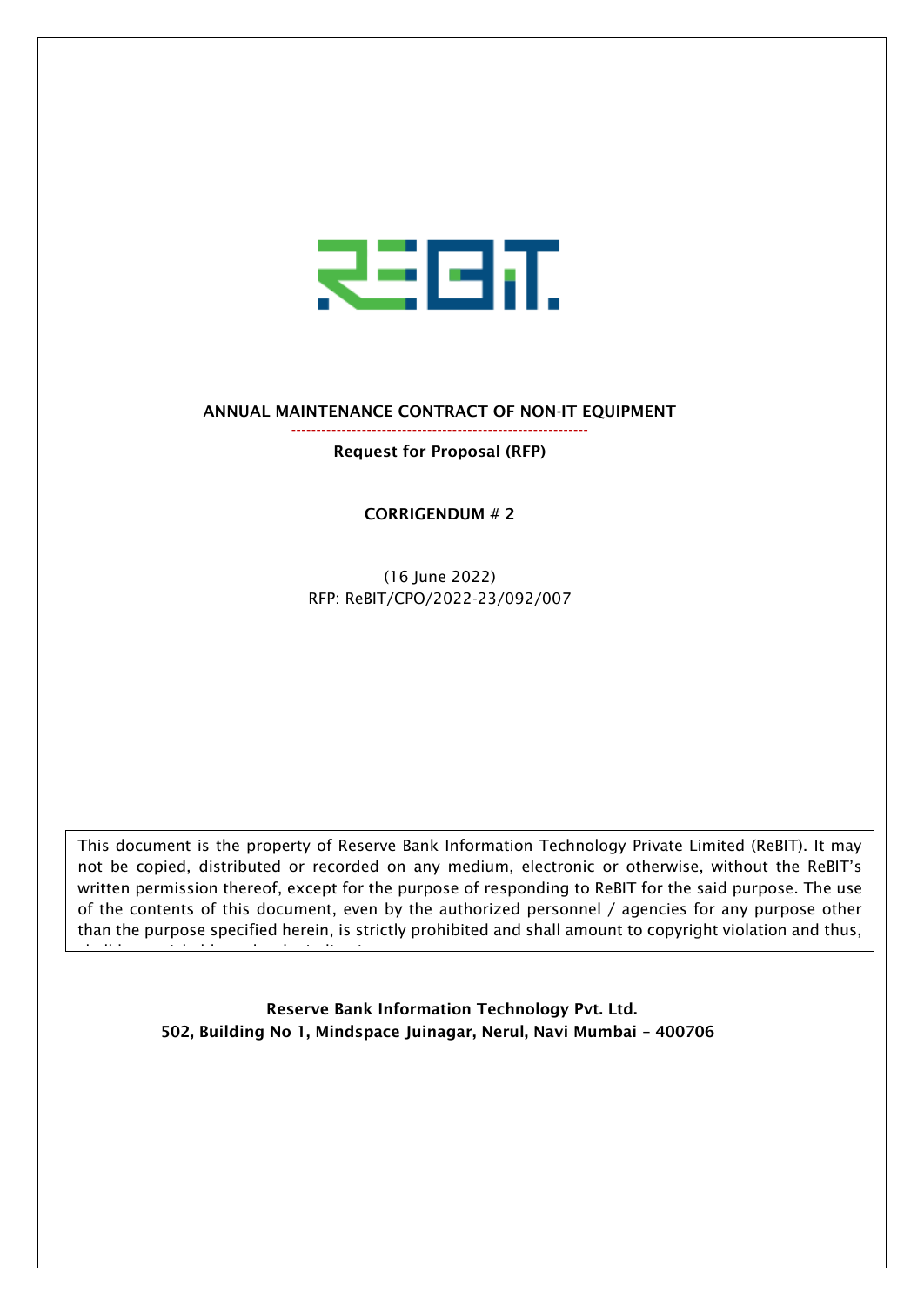**ANNUAL MAINTENANCE CONTRACT OF NON-IT EQUIPMENT**

**Request for Proposal (RFP)**

**CORRIGENDUM # 2**

(16 June 2022)
RFP: ReBIT/CPO/2022-23/092/007

This document is the property of Reserve Bank Information Technology Private Limited (ReBIT). It may not be copied, distributed or recorded on any medium, electronic or otherwise, without the ReBIT's written permission thereof, except for the purpose of responding to ReBIT for the said purpose. The use of the contents of this document, even by the authorized personnel / agencies for any purpose other than the purpose specified herein, is strictly prohibited and shall amount to copyright violation and thus,

**Reserve Bank Information Technology Pvt. Ltd.**
**502, Building No 1, Mindspace Juinagar, Nerul, Navi Mumbai – 400706**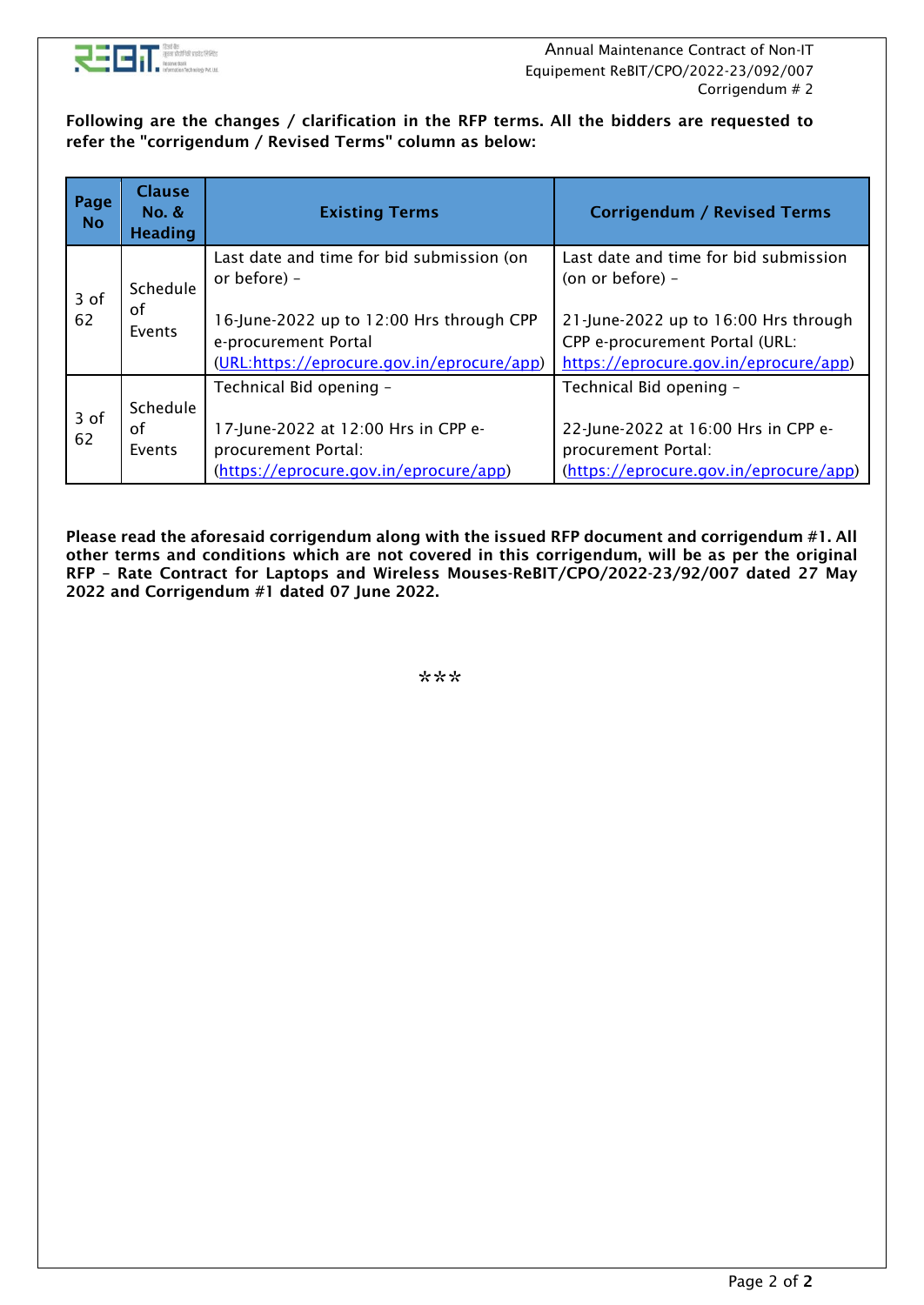Annual Maintenance Contract of Non-IT Equipement ReBIT/CPO/2022-23/092/007

Corrigendum # 2

**Following are the changes / clarification in the RFP terms. All the bidders are requested to refer the "corrigendum / Revised Terms" column as below:**

| Page No | Clause No. & Heading | Existing Terms | Corrigendum / Revised Terms |
|---|---|---|---|
| 3 of 62 | Schedule of Events | Last date and time for bid submission (on or before) – <br><br> 16-June-2022 up to 12:00 Hrs through CPP e-procurement Portal (URL:https://eprocure.gov.in/eprocure/app) | Last date and time for bid submission (on or before) – <br><br> 21-June-2022 up to 16:00 Hrs through CPP e-procurement Portal (URL: https://eprocure.gov.in/eprocure/app) |
| 3 of 62 | Schedule of Events | Technical Bid opening – <br><br> 17-June-2022 at 12:00 Hrs in CPP e-procurement Portal: (https://eprocure.gov.in/eprocure/app) | Technical Bid opening – <br><br> 22-June-2022 at 16:00 Hrs in CPP e-procurement Portal: (https://eprocure.gov.in/eprocure/app) |

**Please read the aforesaid corrigendum along with the issued RFP document and corrigendum #1. All other terms and conditions which are not covered in this corrigendum, will be as per the original RFP – Rate Contract for Laptops and Wireless Mouses-ReBIT/CPO/2022-23/92/007 dated 27 May 2022 and Corrigendum #1 dated 07 June 2022.**

***